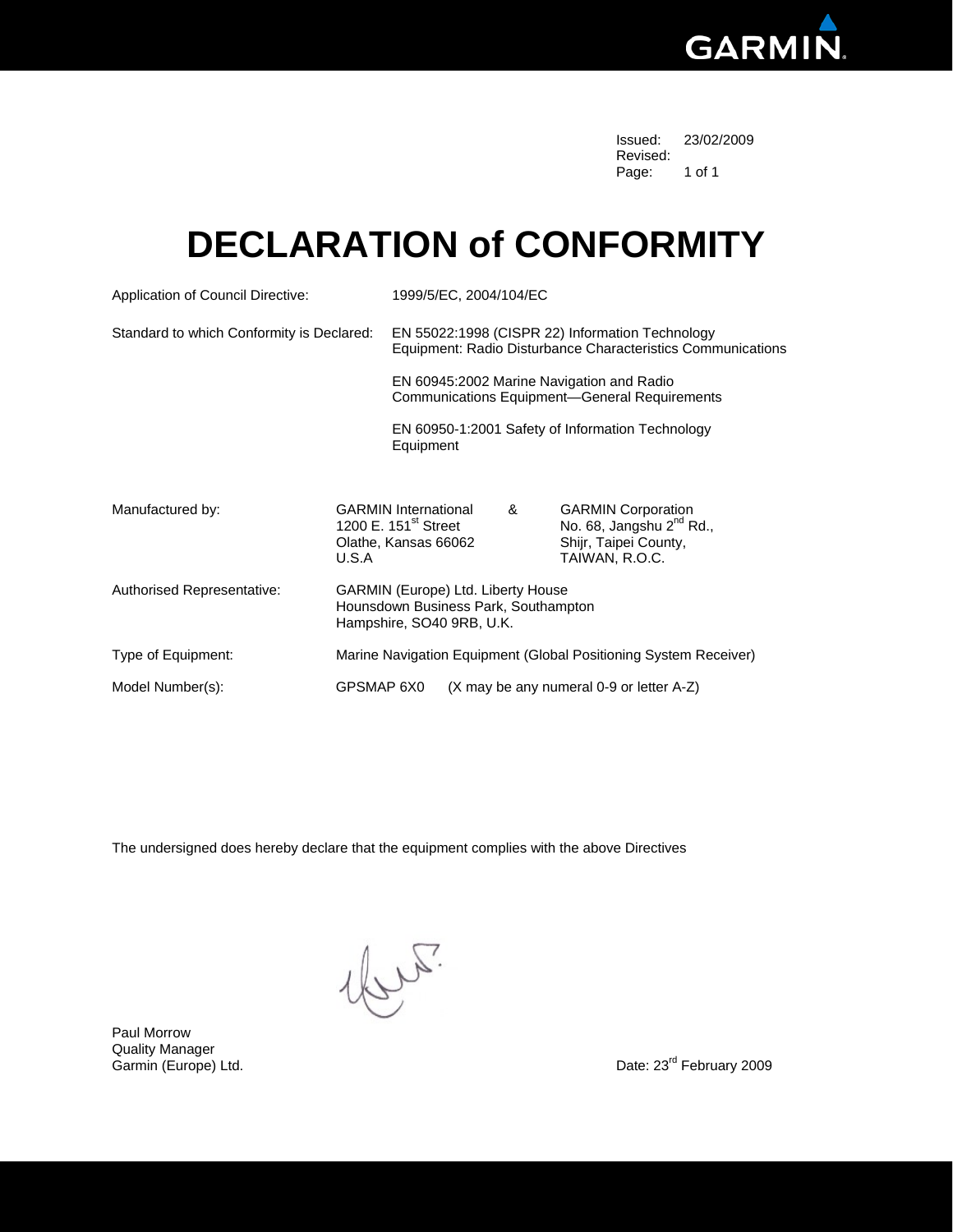Issued: 23/02/2009
Revised:
Page: 1 of 1

# DECLARATION of CONFORMITY

Application of Council Directive: 1999/5/EC, 2004/104/EC

Standard to which Conformity is Declared: EN 55022:1998 (CISPR 22) Information Technology Equipment: Radio Disturbance Characteristics Communications

EN 60945:2002 Marine Navigation and Radio Communications Equipment—General Requirements

EN 60950-1:2001 Safety of Information Technology Equipment

Manufactured by:

GARMIN International
1200 E. 151st Street
Olathe, Kansas 66062
U.S.A

&

GARMIN Corporation
No. 68, Jangshu 2nd Rd.,
Shijr, Taipei County,
TAIWAN, R.O.C.

Authorised Representative: GARMIN (Europe) Ltd. Liberty House
Hounsdown Business Park, Southampton
Hampshire, SO40 9RB, U.K.

Type of Equipment: Marine Navigation Equipment (Global Positioning System Receiver)

Model Number(s): GPSMAP 6X0 (X may be any numeral 0-9 or letter A-Z)

The undersigned does hereby declare that the equipment complies with the above Directives

Paul Morrow
Quality Manager
Garmin (Europe) Ltd.

Date: 23rd February 2009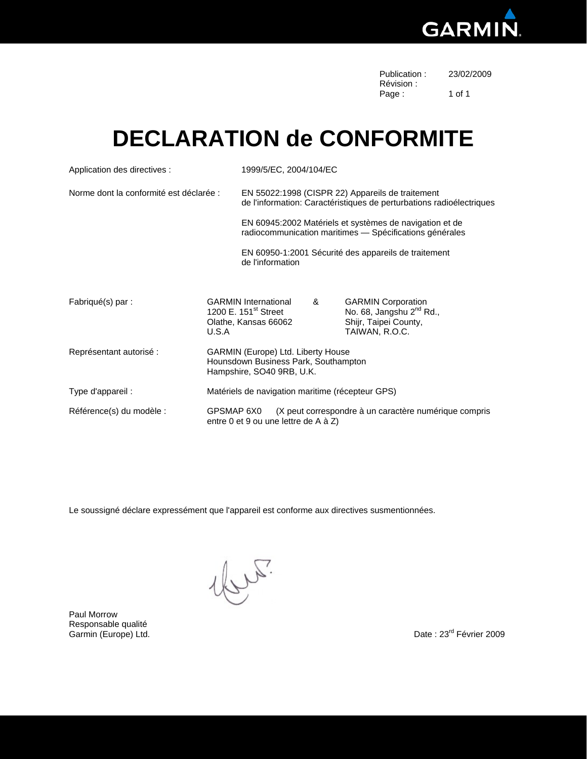Publication : 23/02/2009
Révision :
Page : 1 of 1

# DECLARATION de CONFORMITE

Application des directives : 1999/5/EC, 2004/104/EC

Norme dont la conformité est déclarée :

EN 55022:1998 (CISPR 22) Appareils de traitement de l'information: Caractéristiques de perturbations radioélectriques

EN 60945:2002 Matériels et systèmes de navigation et de radiocommunication maritimes — Spécifications générales

EN 60950-1:2001 Sécurité des appareils de traitement de l'information

Fabriqué(s) par :

GARMIN International
1200 E. 151st Street
Olathe, Kansas 66062
U.S.A

&

GARMIN Corporation
No. 68, Jangshu 2nd Rd.,
Shijr, Taipei County,
TAIWAN, R.O.C.

Représentant autorisé :

GARMIN (Europe) Ltd. Liberty House
Hounsdown Business Park, Southampton
Hampshire, SO40 9RB, U.K.

Type d'appareil : Matériels de navigation maritime (récepteur GPS)

Référence(s) du modèle : GPSMAP 6X0 (X peut correspondre à un caractère numérique compris entre 0 et 9 ou une lettre de A à Z)

Le soussigné déclare expressément que l'appareil est conforme aux directives susmentionnées.

Paul Morrow
Responsable qualité
Garmin (Europe) Ltd.

Date : 23rd Février 2009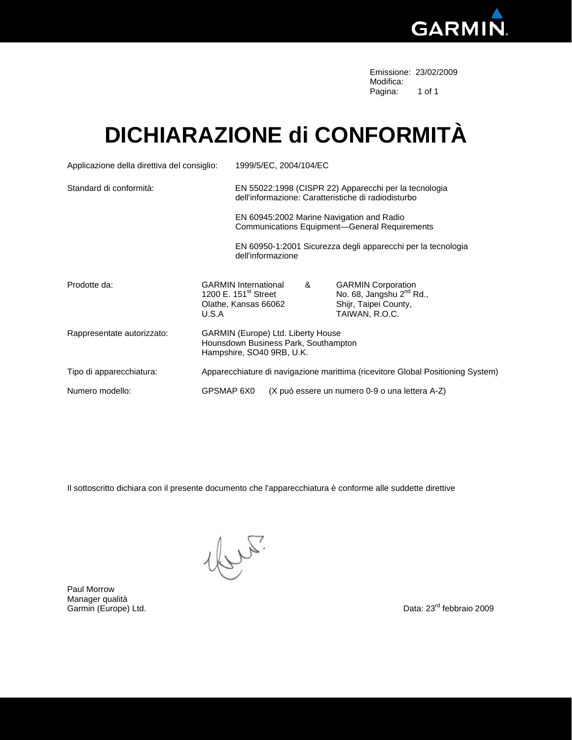Emissione: 23/02/2009
Modifica:
Pagina: 1 of 1

# DICHIARAZIONE di CONFORMITÀ

Applicazione della direttiva del consiglio: 1999/5/EC, 2004/104/EC

Standard di conformità:

EN 55022:1998 (CISPR 22) Apparecchi per la tecnologia dell'informazione: Caratteristiche di radiodisturbo

EN 60945:2002 Marine Navigation and Radio Communications Equipment—General Requirements

EN 60950-1:2001 Sicurezza degli apparecchi per la tecnologia dell'informazione

Prodotte da:

GARMIN International
1200 E. 151st Street
Olathe, Kansas 66062
U.S.A

&

GARMIN Corporation
No. 68, Jangshu 2nd Rd.,
Shijr, Taipei County,
TAIWAN, R.O.C.

Rappresentate autorizzato: GARMIN (Europe) Ltd. Liberty House
Hounsdown Business Park, Southampton
Hampshire, SO40 9RB, U.K.

Tipo di apparecchiatura: Apparecchiature di navigazione marittima (ricevitore Global Positioning System)

Numero modello: GPSMAP 6X0 (X può essere un numero 0-9 o una lettera A-Z)

Il sottoscritto dichiara con il presente documento che l'apparecchiatura è conforme alle suddette direttive

Paul Morrow
Manager qualità
Garmin (Europe) Ltd.

Data: 23rd febbraio 2009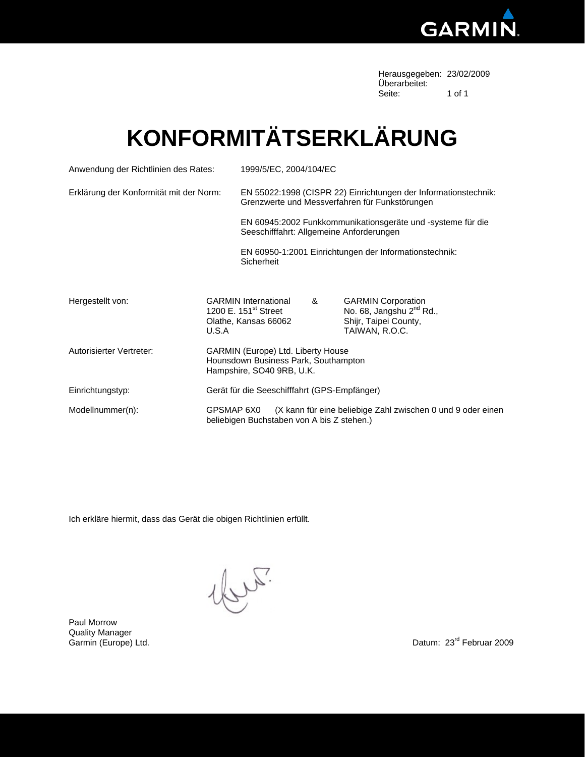Herausgegeben: 23/02/2009
Überarbeitet:
Seite: 1 of 1

# KONFORMITÄTSERKLÄRUNG

| | |
|---|---|
| Anwendung der Richtlinien des Rates: | 1999/5/EC, 2004/104/EC |
| Erklärung der Konformität mit der Norm: | EN 55022:1998 (CISPR 22) Einrichtungen der Informationstechnik: Grenzwerte und Messverfahren für Funkstörungen<br><br>EN 60945:2002 Funkkommunikationsgeräte und -systeme für die Seeschifffahrt: Allgemeine Anforderungen<br><br>EN 60950-1:2001 Einrichtungen der Informationstechnik: Sicherheit |

| | | | |
|---|---|---|---|
| Hergestellt von: | GARMIN International<br>1200 E. 151st Street<br>Olathe, Kansas 66062<br>U.S.A | & | GARMIN Corporation<br>No. 68, Jangshu 2nd Rd.,<br>Shijr, Taipei County,<br>TAIWAN, R.O.C. |
| Autorisierter Vertreter: | GARMIN (Europe) Ltd. Liberty House<br>Hounsdown Business Park, Southampton<br>Hampshire, SO40 9RB, U.K. | | |
| Einrichtungstyp: | Gerät für die Seeschifffahrt (GPS-Empfänger) | | |
| Modellnummer(n): | GPSMAP 6X0 (X kann für eine beliebige Zahl zwischen 0 und 9 oder einen beliebigen Buchstaben von A bis Z stehen.) | | |

Ich erkläre hiermit, dass das Gerät die obigen Richtlinien erfüllt.

Paul Morrow
Quality Manager
Garmin (Europe) Ltd.

Datum: 23rd Februar 2009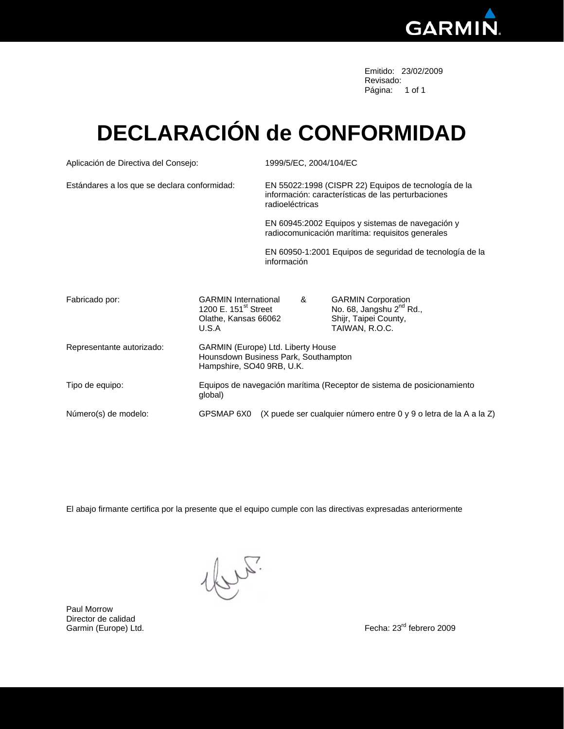Emitido: 23/02/2009
Revisado:
Página: 1 of 1

# DECLARACIÓN de CONFORMIDAD

Aplicación de Directiva del Consejo: 1999/5/EC, 2004/104/EC

Estándares a los que se declara conformidad: EN 55022:1998 (CISPR 22) Equipos de tecnología de la información: características de las perturbaciones radioeléctricas

EN 60945:2002 Equipos y sistemas de navegación y radiocomunicación marítima: requisitos generales

EN 60950-1:2001 Equipos de seguridad de tecnología de la información

Fabricado por:

GARMIN International
1200 E. 151st Street
Olathe, Kansas 66062
U.S.A

&

GARMIN Corporation
No. 68, Jangshu 2nd Rd.,
Shijr, Taipei County,
TAIWAN, R.O.C.

Representante autorizado: GARMIN (Europe) Ltd. Liberty House
Hounsdown Business Park, Southampton
Hampshire, SO40 9RB, U.K.

Tipo de equipo: Equipos de navegación marítima (Receptor de sistema de posicionamiento global)

Número(s) de modelo: GPSMAP 6X0 (X puede ser cualquier número entre 0 y 9 o letra de la A a la Z)

El abajo firmante certifica por la presente que el equipo cumple con las directivas expresadas anteriormente

Paul Morrow
Director de calidad
Garmin (Europe) Ltd.

Fecha: 23rd febrero 2009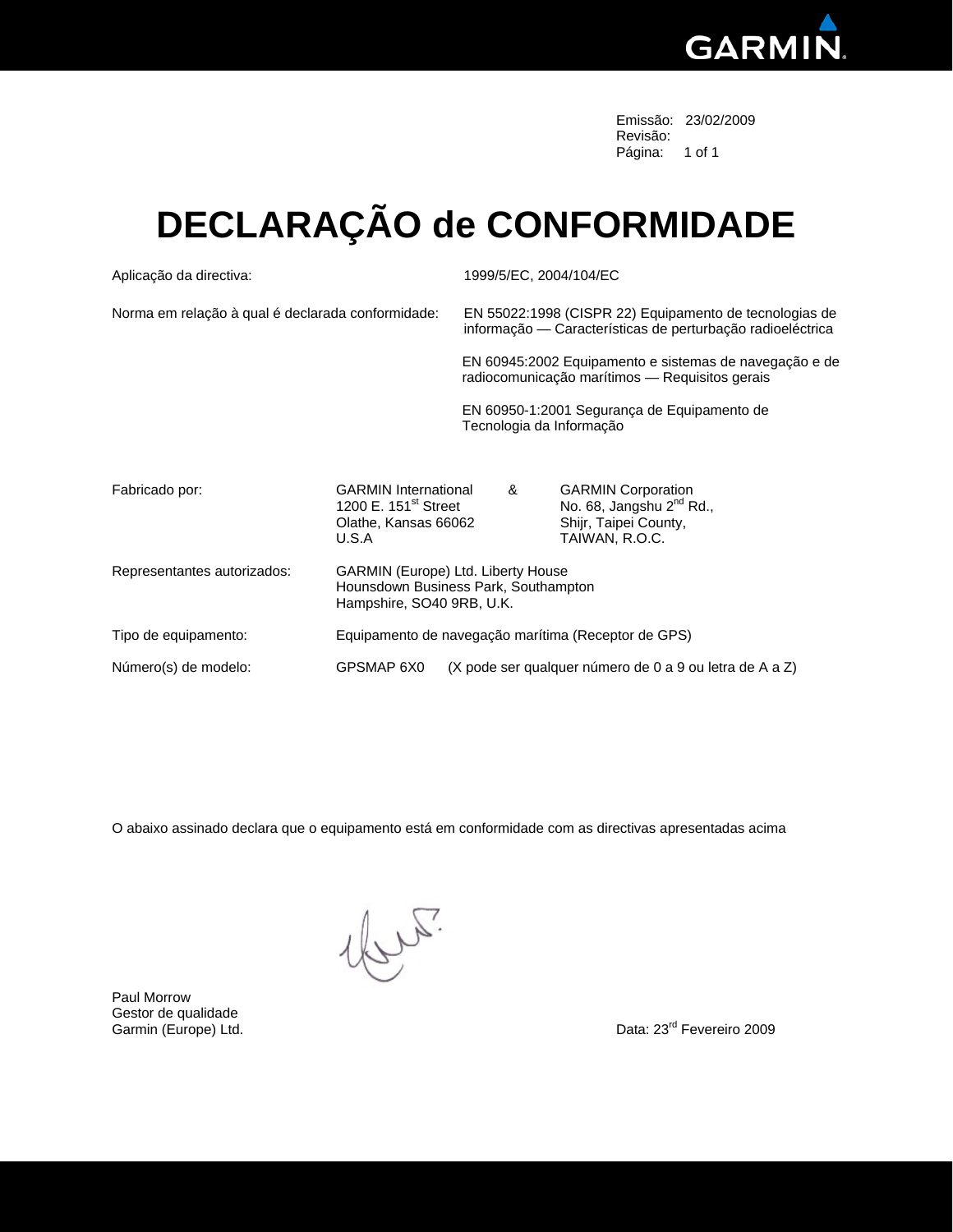Emissão: 23/02/2009
Revisão:

# DECLARAÇÃO de CONFORMIDADE

| | |
|---|---|
| Aplicação da directiva: | 1999/5/EC, 2004/104/EC |
| Norma em relação à qual é declarada conformidade: | EN 55022:1998 (CISPR 22) Equipamento de tecnologias de informação — Características de perturbação radioeléctrica<br><br>EN 60945:2002 Equipamento e sistemas de navegação e de radiocomunicação marítimos — Requisitos gerais<br><br>EN 60950-1:2001 Segurança de Equipamento de Tecnologia da Informação |

| | | | |
|---|---|---|---|
| Fabricado por: | GARMIN International<br>1200 E. 151st Street<br>Olathe, Kansas 66062<br>U.S.A | & | GARMIN Corporation<br>No. 68, Jangshu 2nd Rd.,<br>Shijr, Taipei County,<br>TAIWAN, R.O.C. |
| Representantes autorizados: | GARMIN (Europe) Ltd. Liberty House<br>Hounsdown Business Park, Southampton<br>Hampshire, SO40 9RB, U.K. | | |
| Tipo de equipamento: | Equipamento de navegação marítima (Receptor de GPS) | | |
| Número(s) de modelo: | GPSMAP 6X0 (X pode ser qualquer número de 0 a 9 ou letra de A a Z) | | |

O abaixo assinado declara que o equipamento está em conformidade com as directivas apresentadas acima

Paul Morrow
Gestor de qualidade
Garmin (Europe) Ltd.

Data: 23rd Fevereiro 2009